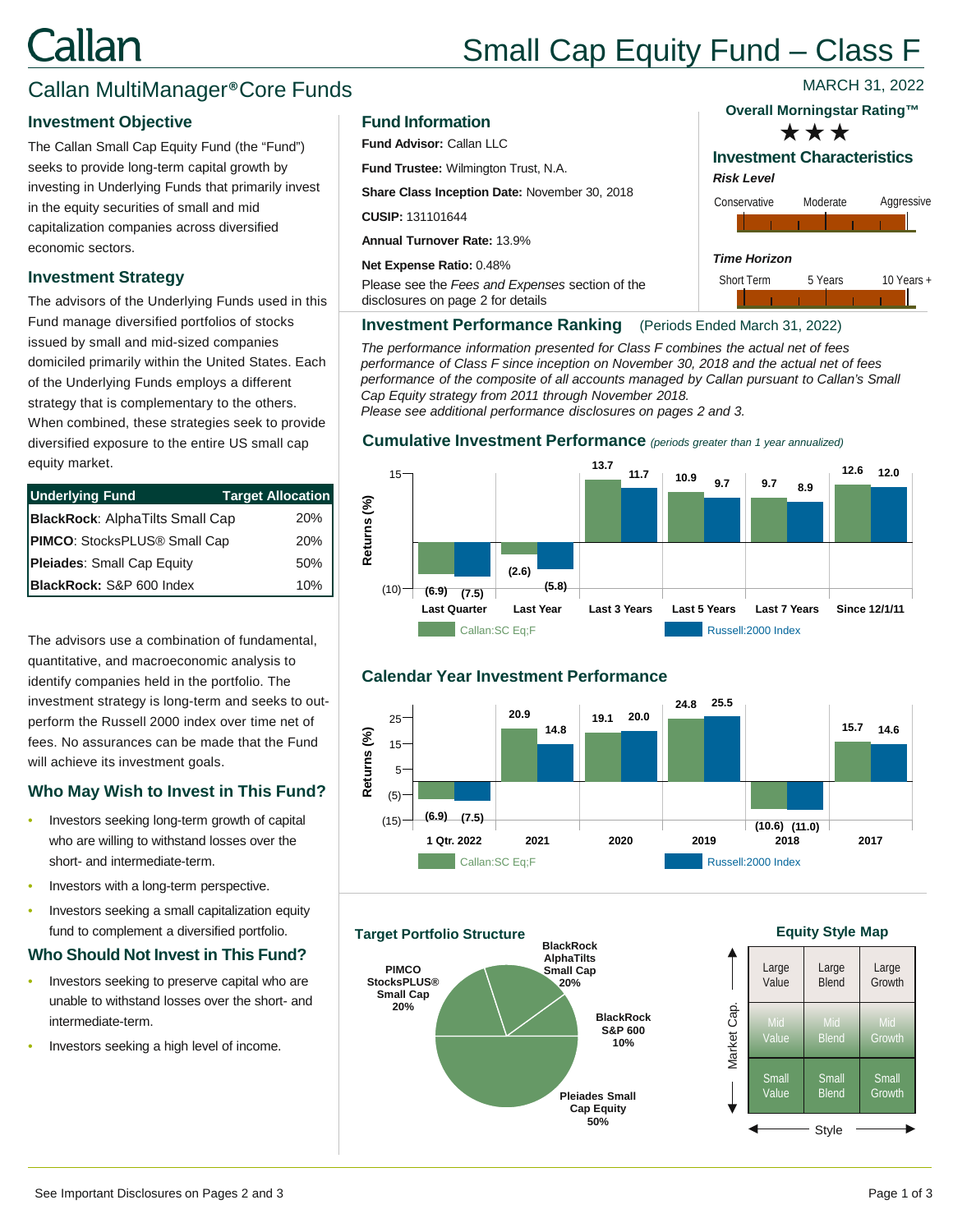# Callan

# Small Cap Equity Fund – Class F

## Callan MultiManager® Core Funds

MARCH 31, 2022

### Investment Objective

The Callan Small Cap Equity Fund (the "Fund") seeks to provide long-term capital growth by investing in Underlying Funds that primarily invest in the equity securities of small and mid capitalization companies across diversified economic sectors.

### Investment Strategy

The advisors of the Underlying Funds used in this Fund manage diversified portfolios of stocks issued by small and mid-sized companies domiciled primarily within the United States. Each of the Underlying Funds employs a different strategy that is complementary to the others. When combined, these strategies seek to provide diversified exposure to the entire US small cap equity market.

| Underlying Fund | Target Allocation |
|---|---|
| **BlackRock**: AlphaTilts Small Cap | 20% |
| **PIMCO**: StocksPLUS® Small Cap | 20% |
| **Pleiades**: Small Cap Equity | 50% |
| **BlackRock:** S&P 600 Index | 10% |

The advisors use a combination of fundamental, quantitative, and macroeconomic analysis to identify companies held in the portfolio. The investment strategy is long-term and seeks to out-perform the Russell 2000 index over time net of fees. No assurances can be made that the Fund will achieve its investment goals.

### Who May Wish to Invest in This Fund?

- Investors seeking long-term growth of capital who are willing to withstand losses over the short- and intermediate-term.
- Investors with a long-term perspective.
- Investors seeking a small capitalization equity fund to complement a diversified portfolio.

### Who Should Not Invest in This Fund?

- Investors seeking to preserve capital who are unable to withstand losses over the short- and intermediate-term.
- Investors seeking a high level of income.

### Fund Information

**Fund Advisor:** Callan LLC

**Fund Trustee:** Wilmington Trust, N.A.

**Share Class Inception Date:** November 30, 2018

**CUSIP:** 131101644

**Annual Turnover Rate:** 13.9%

**Net Expense Ratio:** 0.48%

Please see the *Fees and Expenses* section of the disclosures on page 2 for details

### Overall Morningstar Rating™

★★★

### Investment Characteristics

*Risk Level*

Conservative — Moderate — Aggressive

*Time Horizon*

Short Term — 5 Years — 10 Years +

### Investment Performance Ranking (Periods Ended March 31, 2022)

*The performance information presented for Class F combines the actual net of fees performance of Class F since inception on November 30, 2018 and the actual net of fees performance of the composite of all accounts managed by Callan pursuant to Callan's Small Cap Equity strategy from 2011 through November 2018.*
*Please see additional performance disclosures on pages 2 and 3.*

### Cumulative Investment Performance *(periods greater than 1 year annualized)*

| Returns (%) | Last Quarter | Last Year | Last 3 Years | Last 5 Years | Last 7 Years | Since 12/1/11 |
|---|---|---|---|---|---|---|
| Callan:SC Eq;F | (6.9) | (2.6) | 13.7 | 10.9 | 9.7 | 12.6 |
| Russell:2000 Index | (7.5) | (5.8) | 11.7 | 9.7 | 8.9 | 12.0 |

### Calendar Year Investment Performance

| Returns (%) | 1 Qtr. 2022 | 2021 | 2020 | 2019 | 2018 | 2017 |
|---|---|---|---|---|---|---|
| Callan:SC Eq;F | (6.9) | 20.9 | 19.1 | 24.8 | (10.6) | 15.7 |
| Russell:2000 Index | (7.5) | 14.8 | 20.0 | 25.5 | (11.0) | 14.6 |

### Target Portfolio Structure

- BlackRock AlphaTilts Small Cap 20%
- BlackRock S&P 600 10%
- Pleiades Small Cap Equity 50%
- PIMCO StocksPLUS® Small Cap 20%

### Equity Style Map

| | | |
|---|---|---|
| Large Value | Large Blend | Large Growth |
| Mid Value | Mid Blend | Mid Growth |
| Small Value | Small Blend | Small Growth |

Market Cap. / Style

See Important Disclosures on Pages 2 and 3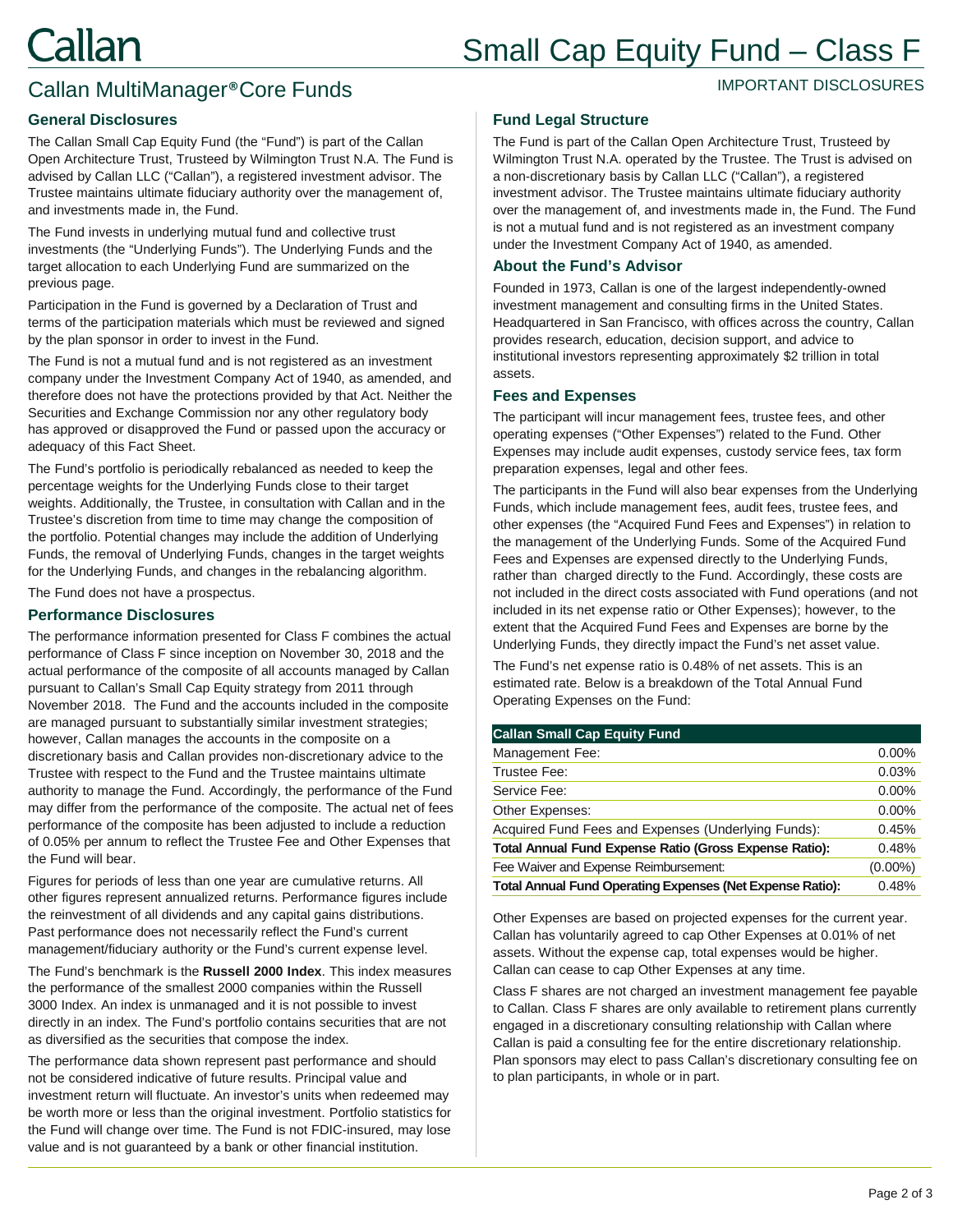# Small Cap Equity Fund – Class F

## Callan MultiManager® Core Funds

IMPORTANT DISCLOSURES

### General Disclosures

The Callan Small Cap Equity Fund (the "Fund") is part of the Callan Open Architecture Trust, Trusteed by Wilmington Trust N.A. The Fund is advised by Callan LLC ("Callan"), a registered investment advisor. The Trustee maintains ultimate fiduciary authority over the management of, and investments made in, the Fund.

The Fund invests in underlying mutual fund and collective trust investments (the "Underlying Funds"). The Underlying Funds and the target allocation to each Underlying Fund are summarized on the previous page.

Participation in the Fund is governed by a Declaration of Trust and terms of the participation materials which must be reviewed and signed by the plan sponsor in order to invest in the Fund.

The Fund is not a mutual fund and is not registered as an investment company under the Investment Company Act of 1940, as amended, and therefore does not have the protections provided by that Act. Neither the Securities and Exchange Commission nor any other regulatory body has approved or disapproved the Fund or passed upon the accuracy or adequacy of this Fact Sheet.

The Fund's portfolio is periodically rebalanced as needed to keep the percentage weights for the Underlying Funds close to their target weights. Additionally, the Trustee, in consultation with Callan and in the Trustee's discretion from time to time may change the composition of the portfolio. Potential changes may include the addition of Underlying Funds, the removal of Underlying Funds, changes in the target weights for the Underlying Funds, and changes in the rebalancing algorithm.

The Fund does not have a prospectus.

### Performance Disclosures

The performance information presented for Class F combines the actual performance of Class F since inception on November 30, 2018 and the actual performance of the composite of all accounts managed by Callan pursuant to Callan's Small Cap Equity strategy from 2011 through November 2018. The Fund and the accounts included in the composite are managed pursuant to substantially similar investment strategies; however, Callan manages the accounts in the composite on a discretionary basis and Callan provides non-discretionary advice to the Trustee with respect to the Fund and the Trustee maintains ultimate authority to manage the Fund. Accordingly, the performance of the Fund may differ from the performance of the composite. The actual net of fees performance of the composite has been adjusted to include a reduction of 0.05% per annum to reflect the Trustee Fee and Other Expenses that the Fund will bear.

Figures for periods of less than one year are cumulative returns. All other figures represent annualized returns. Performance figures include the reinvestment of all dividends and any capital gains distributions. Past performance does not necessarily reflect the Fund's current management/fiduciary authority or the Fund's current expense level.

The Fund's benchmark is the **Russell 2000 Index**. This index measures the performance of the smallest 2000 companies within the Russell 3000 Index. An index is unmanaged and it is not possible to invest directly in an index. The Fund's portfolio contains securities that are not as diversified as the securities that compose the index.

The performance data shown represent past performance and should not be considered indicative of future results. Principal value and investment return will fluctuate. An investor's units when redeemed may be worth more or less than the original investment. Portfolio statistics for the Fund will change over time. The Fund is not FDIC-insured, may lose value and is not guaranteed by a bank or other financial institution.

### Fund Legal Structure

The Fund is part of the Callan Open Architecture Trust, Trusteed by Wilmington Trust N.A. operated by the Trustee. The Trust is advised on a non-discretionary basis by Callan LLC ("Callan"), a registered investment advisor. The Trustee maintains ultimate fiduciary authority over the management of, and investments made in, the Fund. The Fund is not a mutual fund and is not registered as an investment company under the Investment Company Act of 1940, as amended.

### About the Fund's Advisor

Founded in 1973, Callan is one of the largest independently-owned investment management and consulting firms in the United States. Headquartered in San Francisco, with offices across the country, Callan provides research, education, decision support, and advice to institutional investors representing approximately $2 trillion in total assets.

### Fees and Expenses

The participant will incur management fees, trustee fees, and other operating expenses ("Other Expenses") related to the Fund. Other Expenses may include audit expenses, custody service fees, tax form preparation expenses, legal and other fees.

The participants in the Fund will also bear expenses from the Underlying Funds, which include management fees, audit fees, trustee fees, and other expenses (the "Acquired Fund Fees and Expenses") in relation to the management of the Underlying Funds. Some of the Acquired Fund Fees and Expenses are expensed directly to the Underlying Funds, rather than charged directly to the Fund. Accordingly, these costs are not included in the direct costs associated with Fund operations (and not included in its net expense ratio or Other Expenses); however, to the extent that the Acquired Fund Fees and Expenses are borne by the Underlying Funds, they directly impact the Fund's net asset value.

The Fund's net expense ratio is 0.48% of net assets. This is an estimated rate. Below is a breakdown of the Total Annual Fund Operating Expenses on the Fund:

| Callan Small Cap Equity Fund | |
|---|---|
| Management Fee: | 0.00% |
| Trustee Fee: | 0.03% |
| Service Fee: | 0.00% |
| Other Expenses: | 0.00% |
| Acquired Fund Fees and Expenses (Underlying Funds): | 0.45% |
| **Total Annual Fund Expense Ratio (Gross Expense Ratio):** | 0.48% |
| Fee Waiver and Expense Reimbursement: | (0.00%) |
| **Total Annual Fund Operating Expenses (Net Expense Ratio):** | 0.48% |

Other Expenses are based on projected expenses for the current year. Callan has voluntarily agreed to cap Other Expenses at 0.01% of net assets. Without the expense cap, total expenses would be higher. Callan can cease to cap Other Expenses at any time.

Class F shares are not charged an investment management fee payable to Callan. Class F shares are only available to retirement plans currently engaged in a discretionary consulting relationship with Callan where Callan is paid a consulting fee for the entire discretionary relationship. Plan sponsors may elect to pass Callan's discretionary consulting fee on to plan participants, in whole or in part.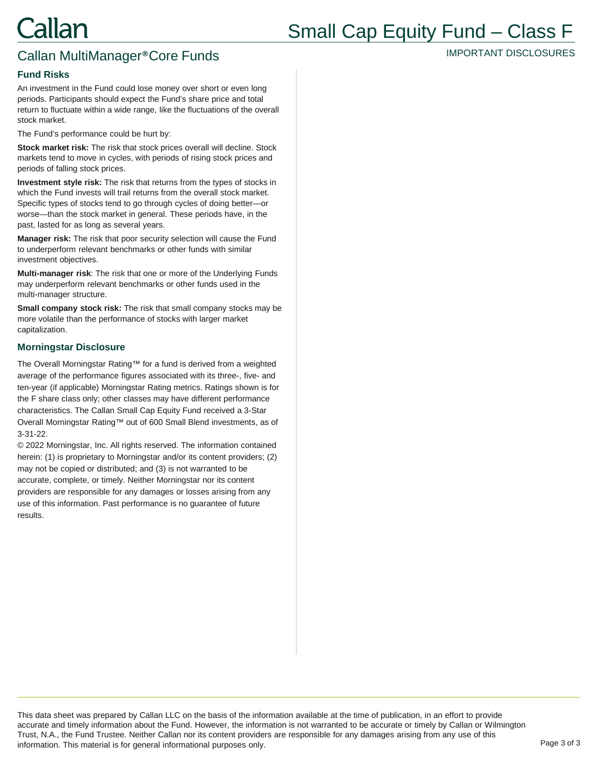# Small Cap Equity Fund – Class F

## Callan MultiManager® Core Funds

IMPORTANT DISCLOSURES

### Fund Risks

An investment in the Fund could lose money over short or even long periods. Participants should expect the Fund's share price and total return to fluctuate within a wide range, like the fluctuations of the overall stock market.

The Fund's performance could be hurt by:

**Stock market risk:** The risk that stock prices overall will decline. Stock markets tend to move in cycles, with periods of rising stock prices and periods of falling stock prices.

**Investment style risk:** The risk that returns from the types of stocks in which the Fund invests will trail returns from the overall stock market. Specific types of stocks tend to go through cycles of doing better—or worse—than the stock market in general. These periods have, in the past, lasted for as long as several years.

**Manager risk:** The risk that poor security selection will cause the Fund to underperform relevant benchmarks or other funds with similar investment objectives.

**Multi-manager risk**: The risk that one or more of the Underlying Funds may underperform relevant benchmarks or other funds used in the multi-manager structure.

**Small company stock risk:** The risk that small company stocks may be more volatile than the performance of stocks with larger market capitalization.

### Morningstar Disclosure

The Overall Morningstar Rating™ for a fund is derived from a weighted average of the performance figures associated with its three-, five- and ten-year (if applicable) Morningstar Rating metrics. Ratings shown is for the F share class only; other classes may have different performance characteristics. The Callan Small Cap Equity Fund received a 3-Star Overall Morningstar Rating™ out of 600 Small Blend investments, as of 3-31-22.

© 2022 Morningstar, Inc. All rights reserved. The information contained herein: (1) is proprietary to Morningstar and/or its content providers; (2) may not be copied or distributed; and (3) is not warranted to be accurate, complete, or timely. Neither Morningstar nor its content providers are responsible for any damages or losses arising from any use of this information. Past performance is no guarantee of future results.

This data sheet was prepared by Callan LLC on the basis of the information available at the time of publication, in an effort to provide accurate and timely information about the Fund. However, the information is not warranted to be accurate or timely by Callan or Wilmington Trust, N.A., the Fund Trustee. Neither Callan nor its content providers are responsible for any damages arising from any use of this information. This material is for general informational purposes only.